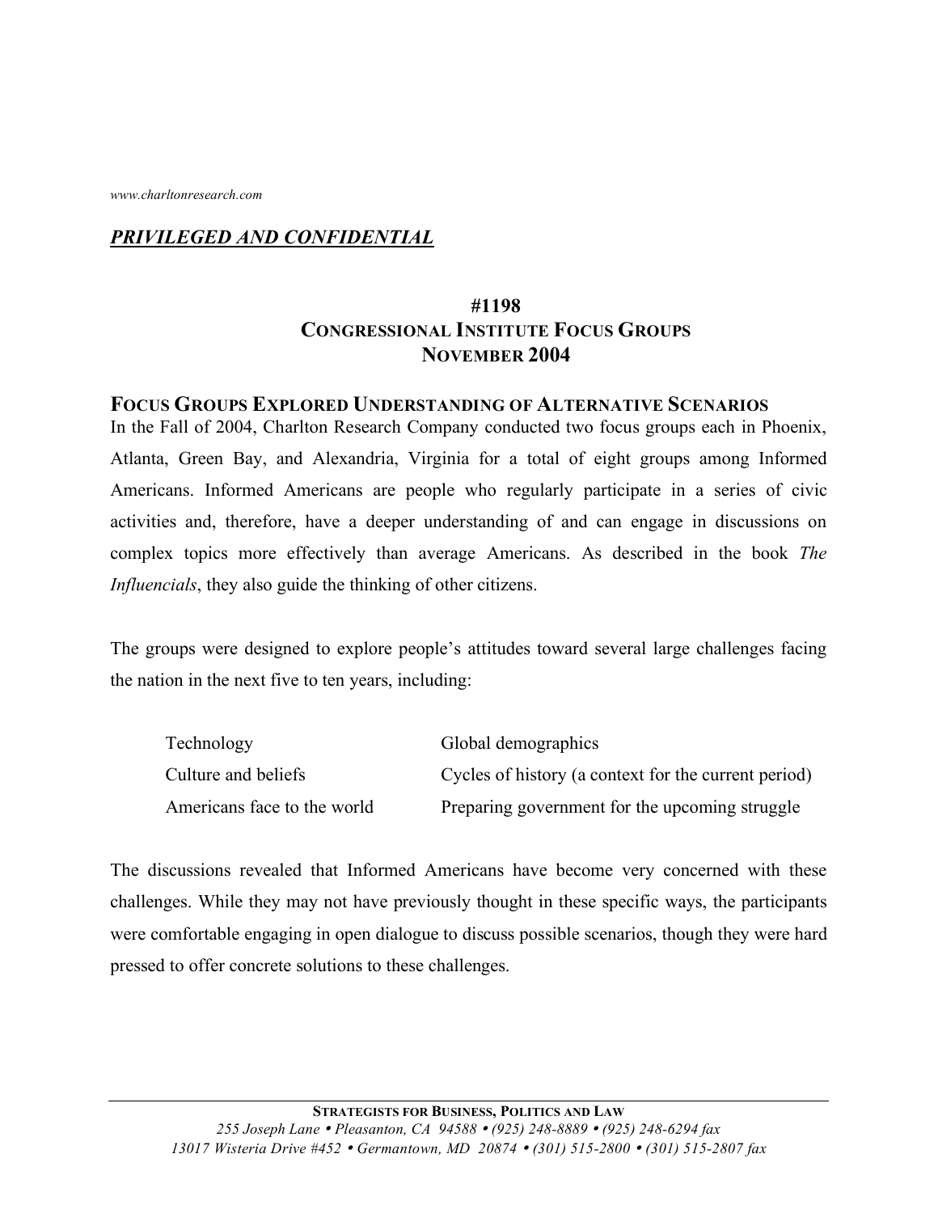www.charltonresearch.com

***PRIVILEGED AND CONFIDENTIAL***

# #1198
# CONGRESSIONAL INSTITUTE FOCUS GROUPS
# NOVEMBER 2004

## FOCUS GROUPS EXPLORED UNDERSTANDING OF ALTERNATIVE SCENARIOS

In the Fall of 2004, Charlton Research Company conducted two focus groups each in Phoenix, Atlanta, Green Bay, and Alexandria, Virginia for a total of eight groups among Informed Americans. Informed Americans are people who regularly participate in a series of civic activities and, therefore, have a deeper understanding of and can engage in discussions on complex topics more effectively than average Americans. As described in the book *The Influencials*, they also guide the thinking of other citizens.

The groups were designed to explore people's attitudes toward several large challenges facing the nation in the next five to ten years, including:

| | |
|---|---|
| Technology | Global demographics |
| Culture and beliefs | Cycles of history (a context for the current period) |
| Americans face to the world | Preparing government for the upcoming struggle |

The discussions revealed that Informed Americans have become very concerned with these challenges. While they may not have previously thought in these specific ways, the participants were comfortable engaging in open dialogue to discuss possible scenarios, though they were hard pressed to offer concrete solutions to these challenges.

**STRATEGISTS FOR BUSINESS, POLITICS AND LAW**
*255 Joseph Lane • Pleasanton, CA 94588 • (925) 248-8889 • (925) 248-6294 fax*
*13017 Wisteria Drive #452 • Germantown, MD 20874 • (301) 515-2800 • (301) 515-2807 fax*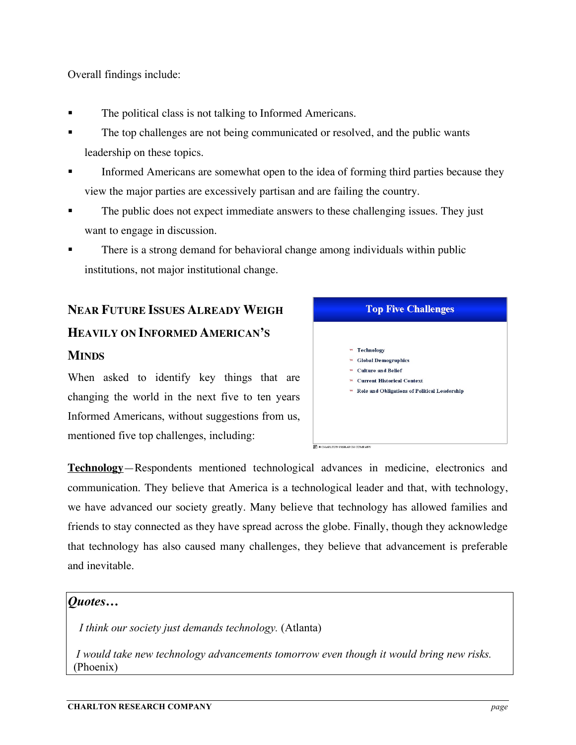Overall findings include:

- The political class is not talking to Informed Americans.
- The top challenges are not being communicated or resolved, and the public wants leadership on these topics.
- Informed Americans are somewhat open to the idea of forming third parties because they view the major parties are excessively partisan and are failing the country.
- The public does not expect immediate answers to these challenging issues. They just want to engage in discussion.
- There is a strong demand for behavioral change among individuals within public institutions, not major institutional change.

## Near Future Issues Already Weigh Heavily on Informed American's Minds

When asked to identify key things that are changing the world in the next five to ten years Informed Americans, without suggestions from us, mentioned five top challenges, including:

**Top Five Challenges**

- Technology
- Global Demographics
- Culture and Belief
- Current Historical Context
- Role and Obligations of Political Leadership

© CHARLTON RESEARCH COMPANY

**Technology**—Respondents mentioned technological advances in medicine, electronics and communication. They believe that America is a technological leader and that, with technology, we have advanced our society greatly. Many believe that technology has allowed families and friends to stay connected as they have spread across the globe. Finally, though they acknowledge that technology has also caused many challenges, they believe that advancement is preferable and inevitable.

***Quotes…***

*I think our society just demands technology.* (Atlanta)

*I would take new technology advancements tomorrow even though it would bring new risks.* (Phoenix)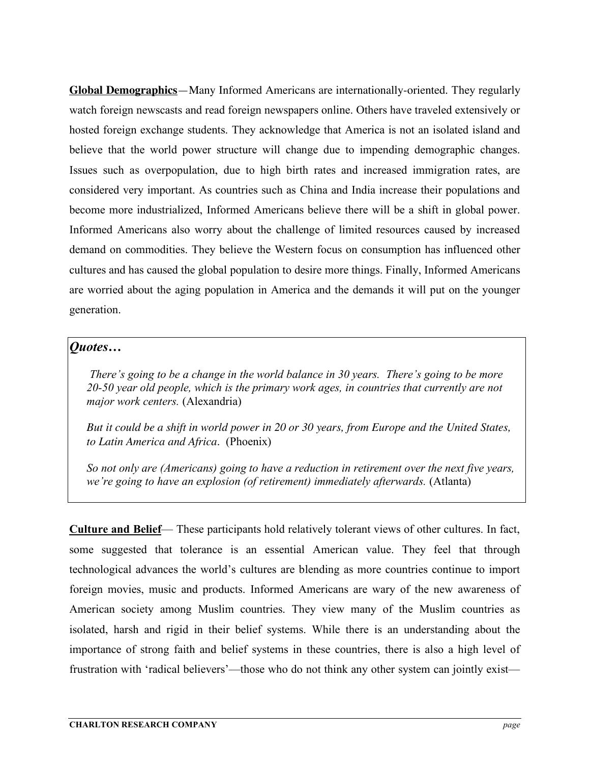**<u>Global Demographics</u>**—Many Informed Americans are internationally-oriented. They regularly watch foreign newscasts and read foreign newspapers online. Others have traveled extensively or hosted foreign exchange students. They acknowledge that America is not an isolated island and believe that the world power structure will change due to impending demographic changes. Issues such as overpopulation, due to high birth rates and increased immigration rates, are considered very important. As countries such as China and India increase their populations and become more industrialized, Informed Americans believe there will be a shift in global power. Informed Americans also worry about the challenge of limited resources caused by increased demand on commodities. They believe the Western focus on consumption has influenced other cultures and has caused the global population to desire more things. Finally, Informed Americans are worried about the aging population in America and the demands it will put on the younger generation.

> ***Quotes…***
>
> *There's going to be a change in the world balance in 30 years. There's going to be more 20-50 year old people, which is the primary work ages, in countries that currently are not major work centers.* (Alexandria)
>
> *But it could be a shift in world power in 20 or 30 years, from Europe and the United States, to Latin America and Africa*. (Phoenix)
>
> *So not only are (Americans) going to have a reduction in retirement over the next five years, we're going to have an explosion (of retirement) immediately afterwards.* (Atlanta)

**<u>Culture and Belief</u>**— These participants hold relatively tolerant views of other cultures. In fact, some suggested that tolerance is an essential American value. They feel that through technological advances the world's cultures are blending as more countries continue to import foreign movies, music and products. Informed Americans are wary of the new awareness of American society among Muslim countries. They view many of the Muslim countries as isolated, harsh and rigid in their belief systems. While there is an understanding about the importance of strong faith and belief systems in these countries, there is also a high level of frustration with 'radical believers'—those who do not think any other system can jointly exist—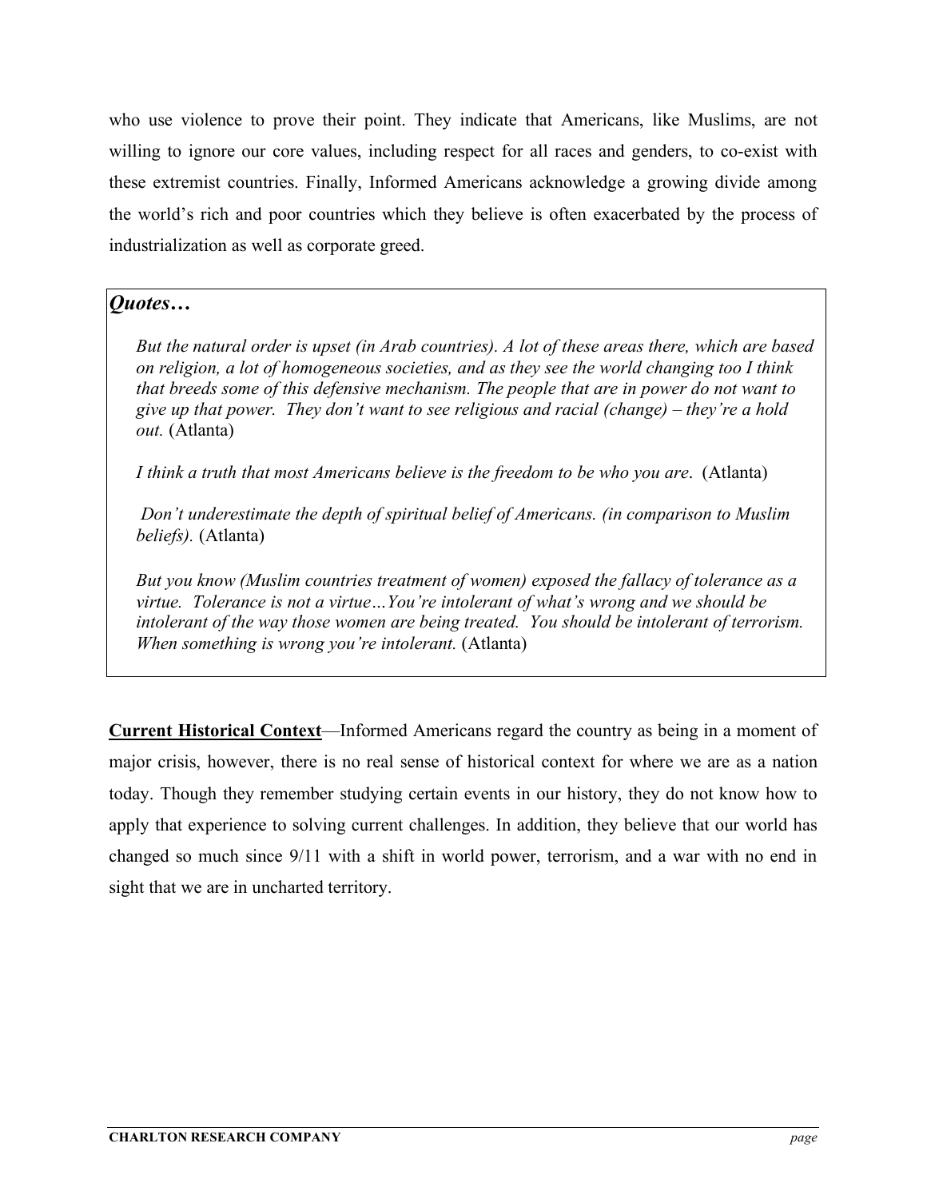who use violence to prove their point. They indicate that Americans, like Muslims, are not willing to ignore our core values, including respect for all races and genders, to co-exist with these extremist countries. Finally, Informed Americans acknowledge a growing divide among the world's rich and poor countries which they believe is often exacerbated by the process of industrialization as well as corporate greed.

***Quotes…***

*But the natural order is upset (in Arab countries). A lot of these areas there, which are based on religion, a lot of homogeneous societies, and as they see the world changing too I think that breeds some of this defensive mechanism. The people that are in power do not want to give up that power. They don't want to see religious and racial (change) – they're a hold out.* (Atlanta)

*I think a truth that most Americans believe is the freedom to be who you are*. (Atlanta)

*Don't underestimate the depth of spiritual belief of Americans. (in comparison to Muslim beliefs).* (Atlanta)

*But you know (Muslim countries treatment of women) exposed the fallacy of tolerance as a virtue. Tolerance is not a virtue…You're intolerant of what's wrong and we should be intolerant of the way those women are being treated. You should be intolerant of terrorism. When something is wrong you're intolerant.* (Atlanta)

**Current Historical Context**—Informed Americans regard the country as being in a moment of major crisis, however, there is no real sense of historical context for where we are as a nation today. Though they remember studying certain events in our history, they do not know how to apply that experience to solving current challenges. In addition, they believe that our world has changed so much since 9/11 with a shift in world power, terrorism, and a war with no end in sight that we are in uncharted territory.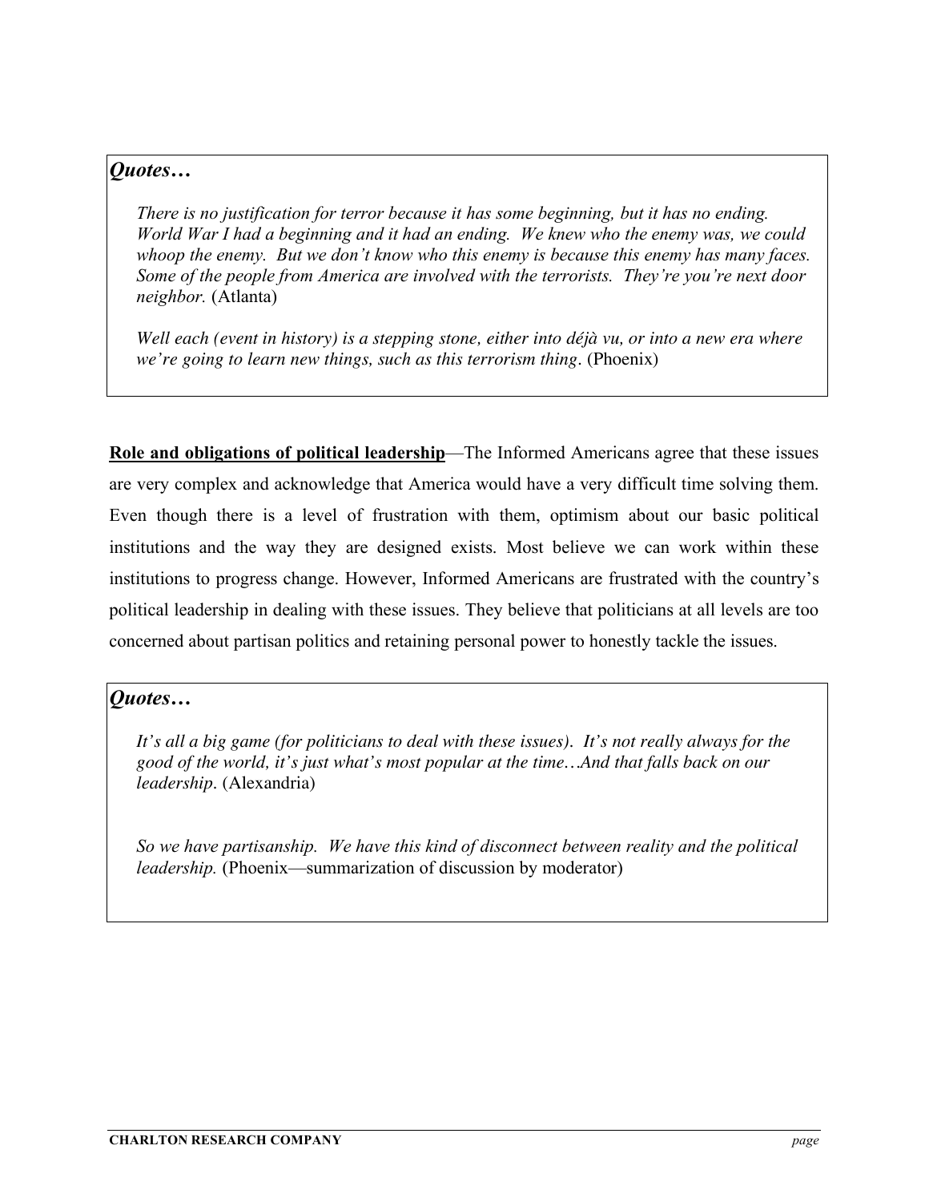***Quotes…***

*There is no justification for terror because it has some beginning, but it has no ending. World War I had a beginning and it had an ending. We knew who the enemy was, we could whoop the enemy. But we don't know who this enemy is because this enemy has many faces. Some of the people from America are involved with the terrorists. They're you're next door neighbor.* (Atlanta)

*Well each (event in history) is a stepping stone, either into déjà vu, or into a new era where we're going to learn new things, such as this terrorism thing*. (Phoenix)

**Role and obligations of political leadership**—The Informed Americans agree that these issues are very complex and acknowledge that America would have a very difficult time solving them. Even though there is a level of frustration with them, optimism about our basic political institutions and the way they are designed exists. Most believe we can work within these institutions to progress change. However, Informed Americans are frustrated with the country's political leadership in dealing with these issues. They believe that politicians at all levels are too concerned about partisan politics and retaining personal power to honestly tackle the issues.

***Quotes…***

*It's all a big game (for politicians to deal with these issues). It's not really always for the good of the world, it's just what's most popular at the time…And that falls back on our leadership*. (Alexandria)

*So we have partisanship. We have this kind of disconnect between reality and the political leadership.* (Phoenix—summarization of discussion by moderator)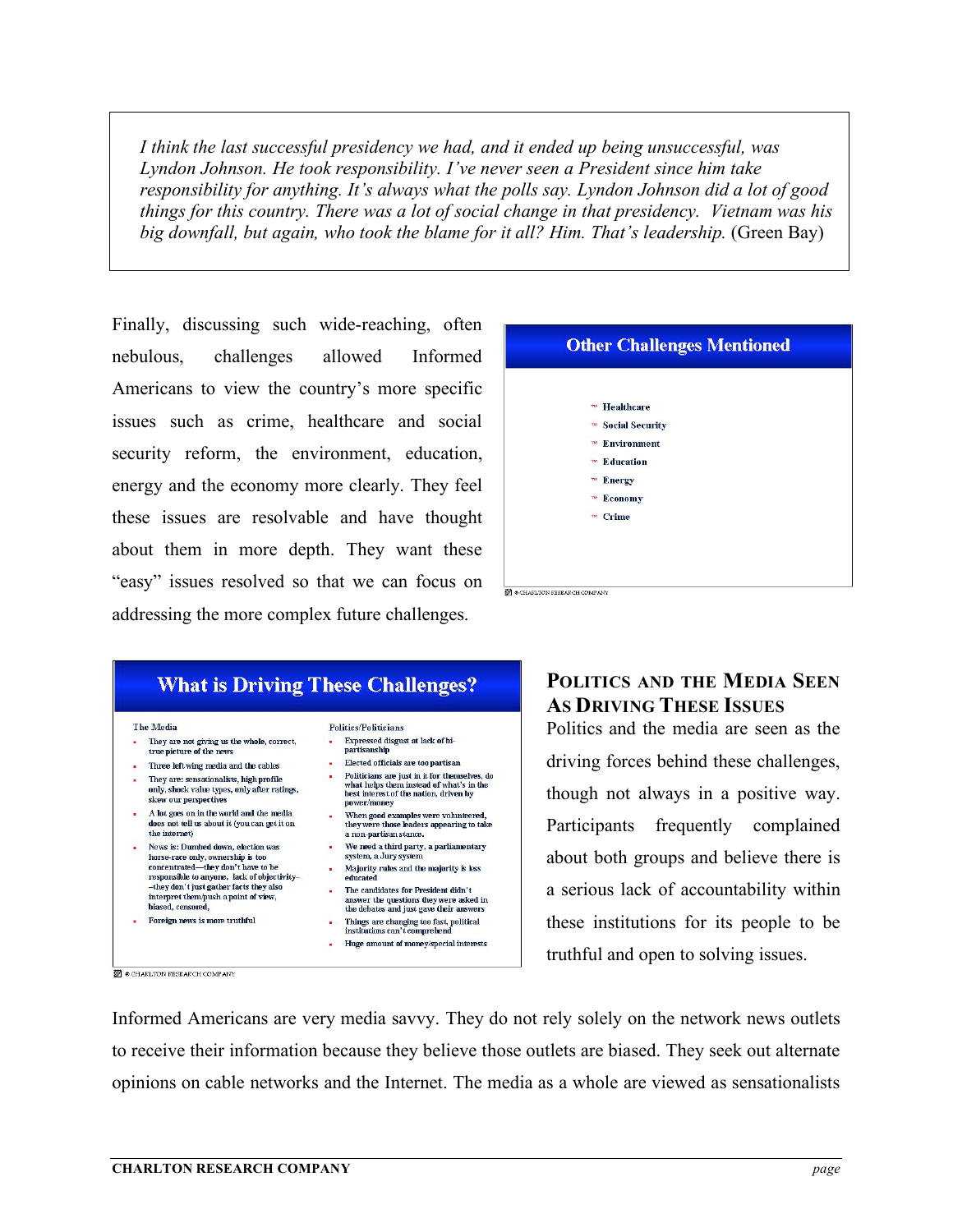*I think the last successful presidency we had, and it ended up being unsuccessful, was Lyndon Johnson. He took responsibility. I've never seen a President since him take responsibility for anything. It's always what the polls say. Lyndon Johnson did a lot of good things for this country. There was a lot of social change in that presidency. Vietnam was his big downfall, but again, who took the blame for it all? Him. That's leadership.* (Green Bay)

Finally, discussing such wide-reaching, often nebulous, challenges allowed Informed Americans to view the country's more specific issues such as crime, healthcare and social security reform, the environment, education, energy and the economy more clearly. They feel these issues are resolvable and have thought about them in more depth. They want these "easy" issues resolved so that we can focus on addressing the more complex future challenges.

**Other Challenges Mentioned**

- Healthcare
- Social Security
- Environment
- Education
- Energy
- Economy
- Crime

© CHARLTON RESEARCH COMPANY

**What is Driving These Challenges?**

The Media

- They are not giving us the whole, correct, true picture of the news
- Three left wing media and the cables
- They are: sensationalists, high profile only, shock value types, only after ratings, skew our perspectives
- A lot goes on in the world and the media does not tell us about it (you can get it on the internet)
- News is: Dumbed down, election was horse-race only, ownership is too concentrated—they don't have to be responsible to anyone, lack of objectivity—they don't just gather facts they also interpret them/push a point of view, biased, censored,
- Foreign news is more truthful

Politics/Politicians

- Expressed disgust at lack of bi-partisanship
- Elected officials are too partisan
- Politicians are just in it for themselves, do what helps them instead of what's in the best interest of the nation, driven by power/money
- When good examples were volunteered, they were those leaders appearing to take a non-partisan stance.
- We need a third party, a parliamentary system, a Jury system
- Majority rules and the majority is less educated
- The candidates for President didn't answer the questions they were asked in the debates and just gave their answers
- Things are changing too fast, political institutions can't comprehend
- Huge amount of money/special interests

© CHARLTON RESEARCH COMPANY

## Politics and the Media Seen As Driving These Issues

Politics and the media are seen as the driving forces behind these challenges, though not always in a positive way. Participants frequently complained about both groups and believe there is a serious lack of accountability within these institutions for its people to be truthful and open to solving issues.

Informed Americans are very media savvy. They do not rely solely on the network news outlets to receive their information because they believe those outlets are biased. They seek out alternate opinions on cable networks and the Internet. The media as a whole are viewed as sensationalists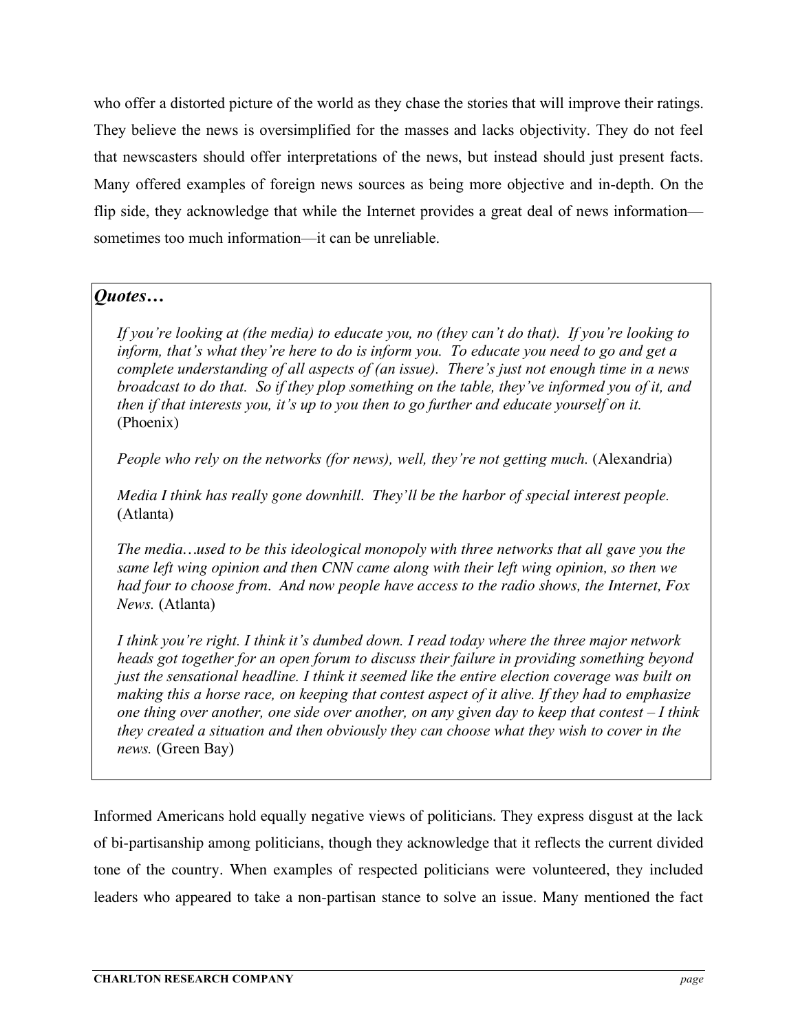who offer a distorted picture of the world as they chase the stories that will improve their ratings. They believe the news is oversimplified for the masses and lacks objectivity. They do not feel that newscasters should offer interpretations of the news, but instead should just present facts. Many offered examples of foreign news sources as being more objective and in-depth. On the flip side, they acknowledge that while the Internet provides a great deal of news information—sometimes too much information—it can be unreliable.

***Quotes…***

*If you're looking at (the media) to educate you, no (they can't do that). If you're looking to inform, that's what they're here to do is inform you. To educate you need to go and get a complete understanding of all aspects of (an issue). There's just not enough time in a news broadcast to do that. So if they plop something on the table, they've informed you of it, and then if that interests you, it's up to you then to go further and educate yourself on it.* (Phoenix)

*People who rely on the networks (for news), well, they're not getting much.* (Alexandria)

*Media I think has really gone downhill. They'll be the harbor of special interest people.* (Atlanta)

*The media…used to be this ideological monopoly with three networks that all gave you the same left wing opinion and then CNN came along with their left wing opinion, so then we had four to choose from. And now people have access to the radio shows, the Internet, Fox News.* (Atlanta)

*I think you're right. I think it's dumbed down. I read today where the three major network heads got together for an open forum to discuss their failure in providing something beyond just the sensational headline. I think it seemed like the entire election coverage was built on making this a horse race, on keeping that contest aspect of it alive. If they had to emphasize one thing over another, one side over another, on any given day to keep that contest – I think they created a situation and then obviously they can choose what they wish to cover in the news.* (Green Bay)

Informed Americans hold equally negative views of politicians. They express disgust at the lack of bi-partisanship among politicians, though they acknowledge that it reflects the current divided tone of the country. When examples of respected politicians were volunteered, they included leaders who appeared to take a non-partisan stance to solve an issue. Many mentioned the fact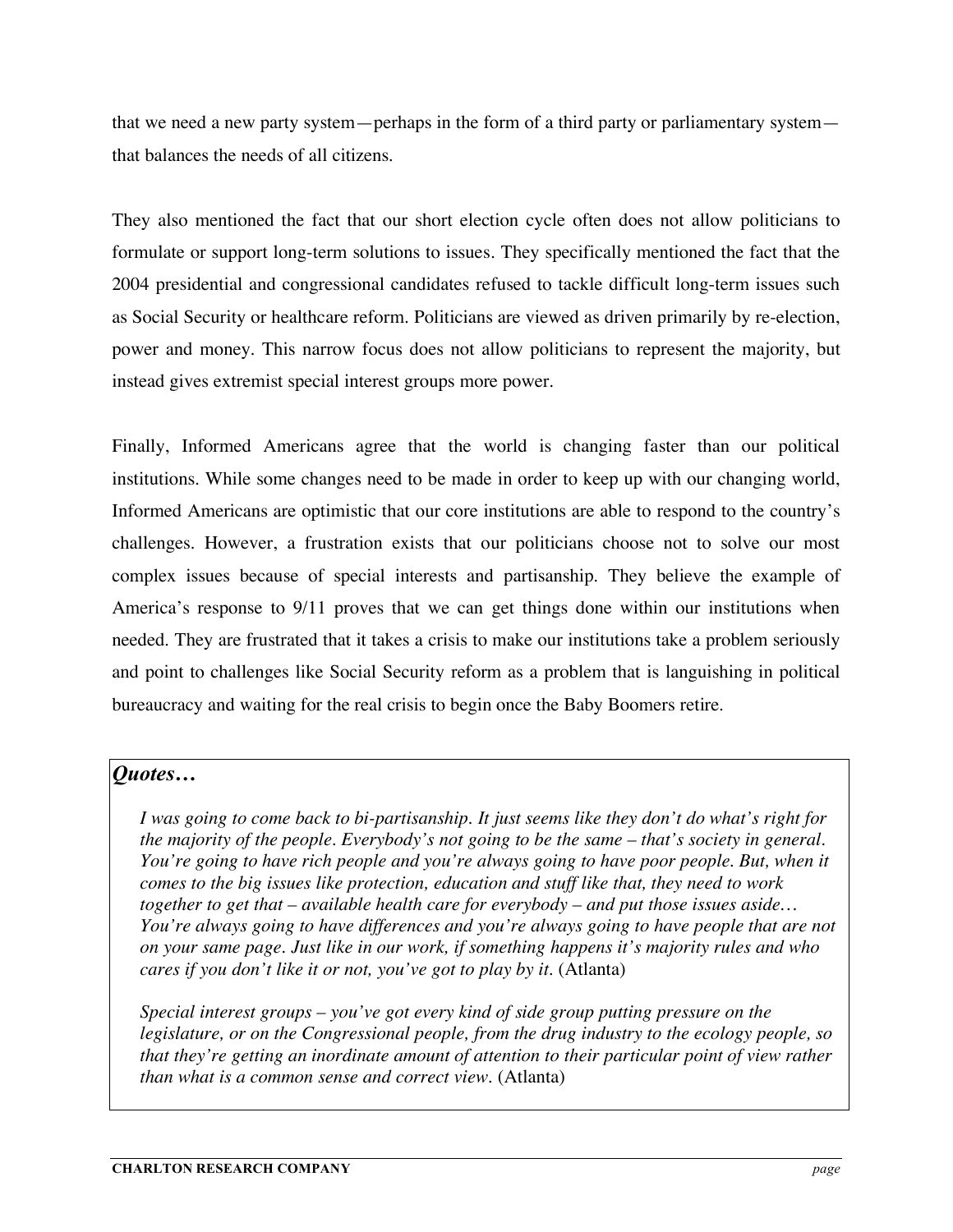that we need a new party system—perhaps in the form of a third party or parliamentary system—that balances the needs of all citizens.

They also mentioned the fact that our short election cycle often does not allow politicians to formulate or support long-term solutions to issues. They specifically mentioned the fact that the 2004 presidential and congressional candidates refused to tackle difficult long-term issues such as Social Security or healthcare reform. Politicians are viewed as driven primarily by re-election, power and money. This narrow focus does not allow politicians to represent the majority, but instead gives extremist special interest groups more power.

Finally, Informed Americans agree that the world is changing faster than our political institutions. While some changes need to be made in order to keep up with our changing world, Informed Americans are optimistic that our core institutions are able to respond to the country's challenges. However, a frustration exists that our politicians choose not to solve our most complex issues because of special interests and partisanship. They believe the example of America's response to 9/11 proves that we can get things done within our institutions when needed. They are frustrated that it takes a crisis to make our institutions take a problem seriously and point to challenges like Social Security reform as a problem that is languishing in political bureaucracy and waiting for the real crisis to begin once the Baby Boomers retire.

***Quotes…***

*I was going to come back to bi-partisanship. It just seems like they don't do what's right for the majority of the people. Everybody's not going to be the same – that's society in general. You're going to have rich people and you're always going to have poor people. But, when it comes to the big issues like protection, education and stuff like that, they need to work together to get that – available health care for everybody – and put those issues aside… You're always going to have differences and you're always going to have people that are not on your same page. Just like in our work, if something happens it's majority rules and who cares if you don't like it or not, you've got to play by it.* (Atlanta)

*Special interest groups – you've got every kind of side group putting pressure on the legislature, or on the Congressional people, from the drug industry to the ecology people, so that they're getting an inordinate amount of attention to their particular point of view rather than what is a common sense and correct view.* (Atlanta)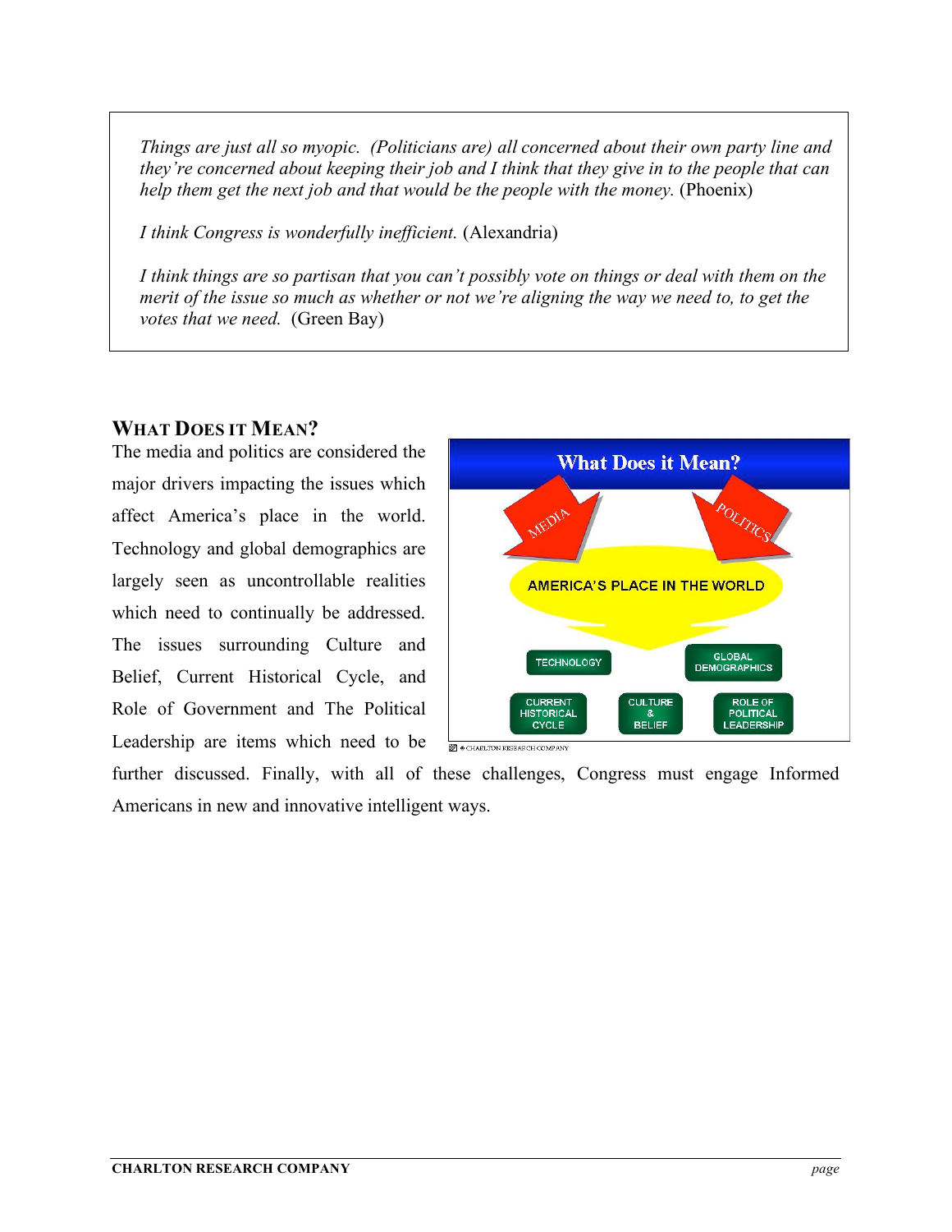*Things are just all so myopic. (Politicians are) all concerned about their own party line and they're concerned about keeping their job and I think that they give in to the people that can help them get the next job and that would be the people with the money.* (Phoenix)

*I think Congress is wonderfully inefficient.* (Alexandria)

*I think things are so partisan that you can't possibly vote on things or deal with them on the merit of the issue so much as whether or not we're aligning the way we need to, to get the votes that we need.* (Green Bay)

## What Does it Mean?

The media and politics are considered the major drivers impacting the issues which affect America's place in the world. Technology and global demographics are largely seen as uncontrollable realities which need to continually be addressed. The issues surrounding Culture and Belief, Current Historical Cycle, and Role of Government and The Political Leadership are items which need to be further discussed. Finally, with all of these challenges, Congress must engage Informed Americans in new and innovative intelligent ways.

What Does it Mean?

MEDIA

POLITICS

AMERICA'S PLACE IN THE WORLD

TECHNOLOGY

GLOBAL DEMOGRAPHICS

CURRENT HISTORICAL CYCLE

CULTURE & BELIEF

ROLE OF POLITICAL LEADERSHIP

© CHARLTON RESEARCH COMPANY